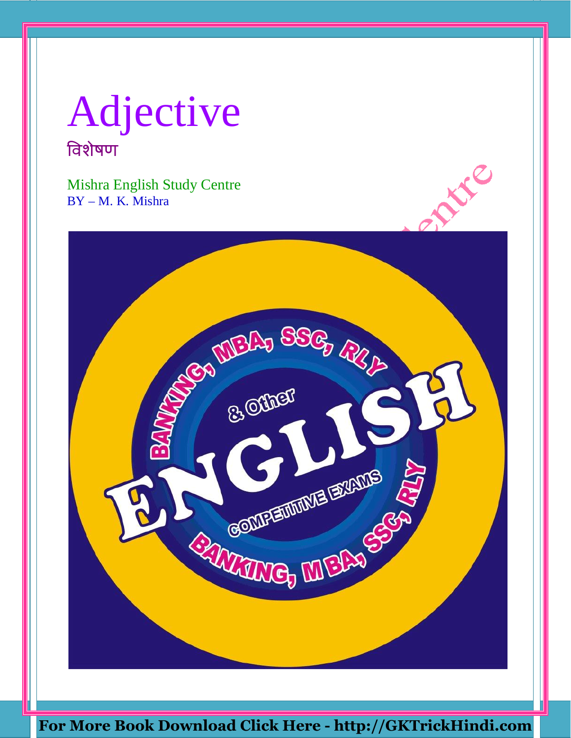# Adjective

## विशेषण

Mishra English Study Centre
BY – M. K. Mishra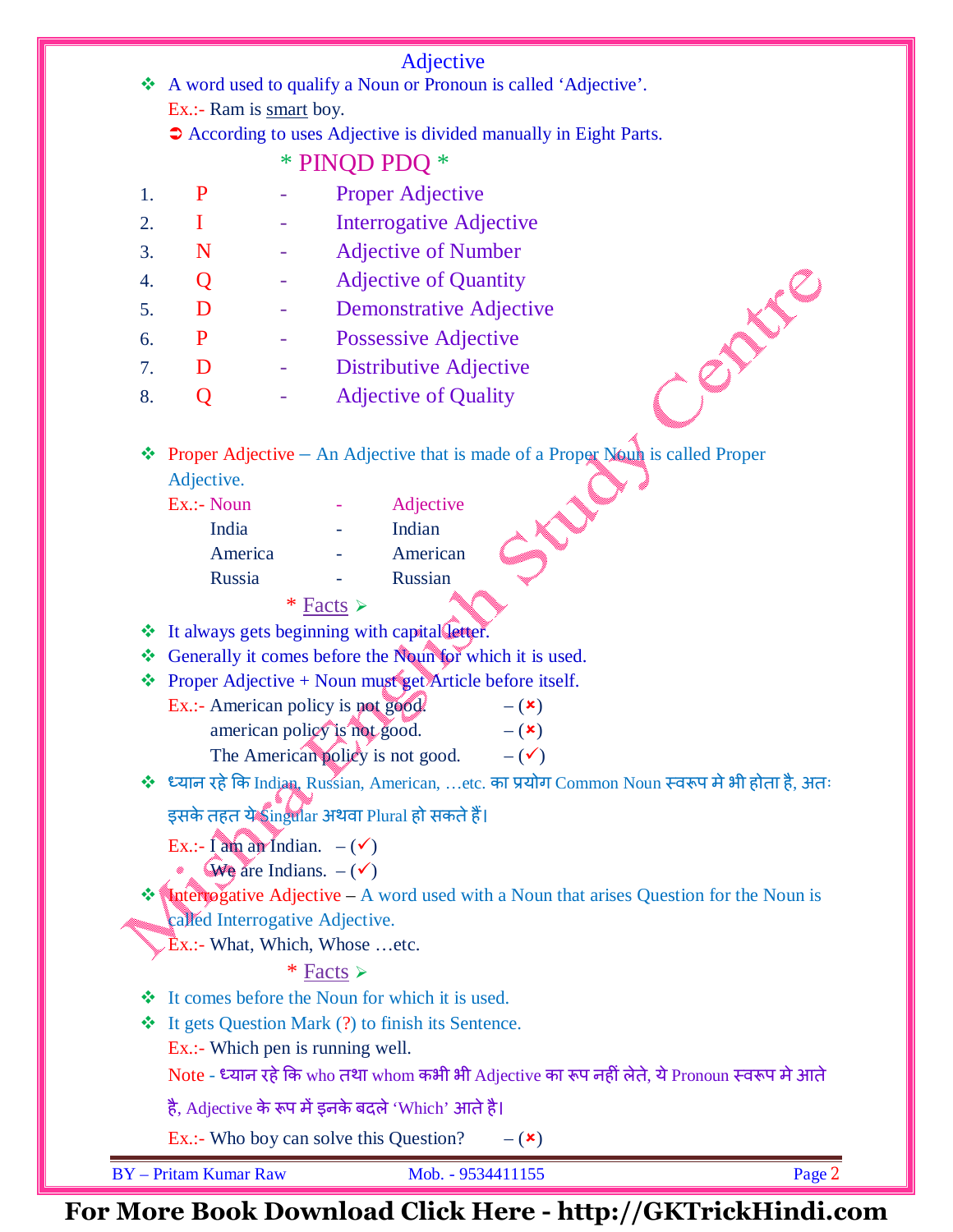# Adjective

❖ A word used to qualify a Noun or Pronoun is called 'Adjective'.

Ex.:- Ram is <u>smart</u> boy.

➲ According to uses Adjective is divided manually in Eight Parts.

## * PINQD PDQ *

| | | | |
|---|---|---|---|
| 1. | P | - | Proper Adjective |
| 2. | I | - | Interrogative Adjective |
| 3. | N | - | Adjective of Number |
| 4. | Q | - | Adjective of Quantity |
| 5. | D | - | Demonstrative Adjective |
| 6. | P | - | Possessive Adjective |
| 7. | D | - | Distributive Adjective |
| 8. | Q | - | Adjective of Quality |

❖ Proper Adjective – An Adjective that is made of a Proper Noun is called Proper Adjective.

Ex.:-

| Noun | - | Adjective |
|---|---|---|
| India | - | Indian |
| America | - | American |
| Russia | - | Russian |

### * Facts ➢

❖ It always gets beginning with capital letter.

❖ Generally it comes before the Noun for which it is used.

❖ Proper Adjective + Noun must get Article before itself.

Ex.:- American policy is not good. – (✗)

american policy is not good. – (✗)

The American policy is not good. – (✓)

❖ ध्यान रहे कि Indian, Russian, American, …etc. का प्रयोग Common Noun स्वरूप मे भी होता है, अतः इसके तहत ये Singular अथवा Plural हो सकते हैं।

Ex.:- I am an Indian. – (✓)

We are Indians. – (✓)

❖ Interrogative Adjective – A word used with a Noun that arises Question for the Noun is called Interrogative Adjective.

Ex.:- What, Which, Whose …etc.

### * Facts ➢

❖ It comes before the Noun for which it is used.

❖ It gets Question Mark (?) to finish its Sentence.

Ex.:- Which pen is running well.

Note - ध्यान रहे कि who तथा whom कभी भी Adjective का रूप नहीं लेते, ये Pronoun स्वरूप मे आते है, Adjective के रूप में इनके बदले 'Which' आते है।

Ex.:- Who boy can solve this Question? – (✗)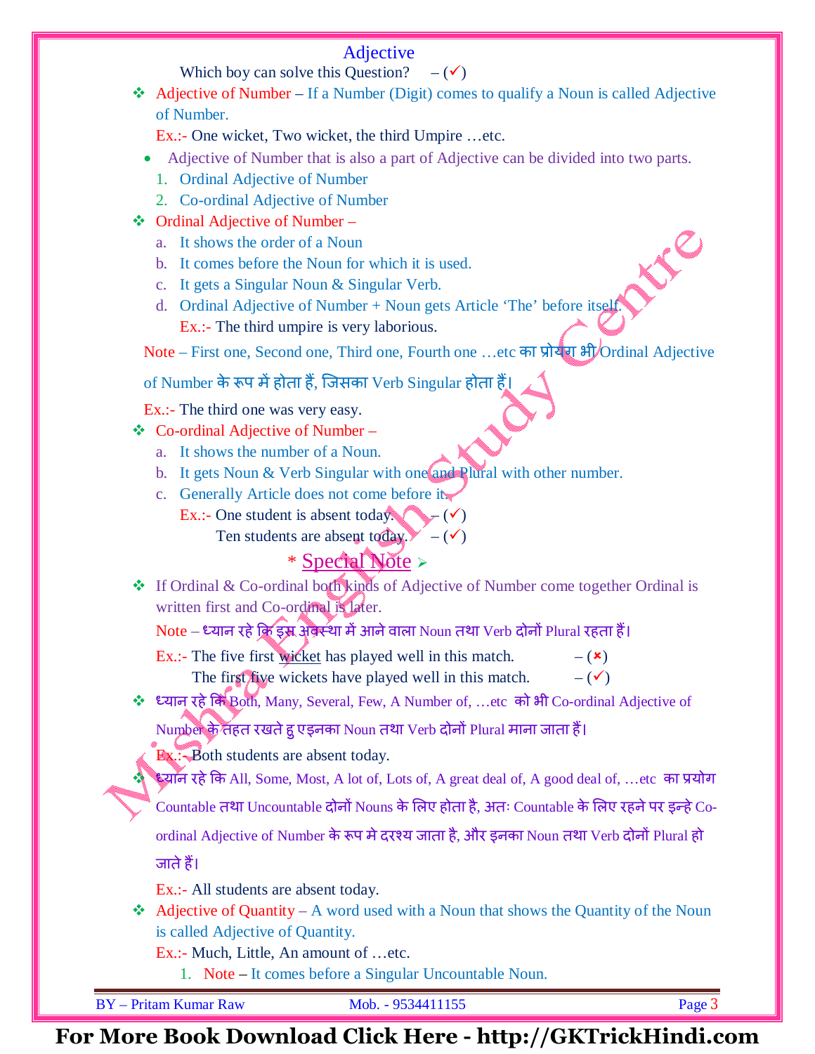## Adjective

Which boy can solve this Question? – (✓)

❖ Adjective of Number – If a Number (Digit) comes to qualify a Noun is called Adjective of Number.

Ex.:- One wicket, Two wicket, the third Umpire …etc.

- Adjective of Number that is also a part of Adjective can be divided into two parts.

1. Ordinal Adjective of Number
2. Co-ordinal Adjective of Number

❖ Ordinal Adjective of Number –

a. It shows the order of a Noun
b. It comes before the Noun for which it is used.
c. It gets a Singular Noun & Singular Verb.
d. Ordinal Adjective of Number + Noun gets Article 'The' before itself.

Ex.:- The third umpire is very laborious.

Note – First one, Second one, Third one, Fourth one …etc का प्रयोग भी Ordinal Adjective of Number के रूप में होता हैं, जिसका Verb Singular होता हैं।

Ex.:- The third one was very easy.

❖ Co-ordinal Adjective of Number –

a. It shows the number of a Noun.
b. It gets Noun & Verb Singular with one and Plural with other number.
c. Generally Article does not come before it.

Ex.:- One student is absent today. – (✓)

Ten students are absent today. – (✓)

**\* Special Note ➢**

❖ If Ordinal & Co-ordinal both kinds of Adjective of Number come together Ordinal is written first and Co-ordinal is later.

Note – ध्यान रहे कि इस अवस्था में आने वाला Noun तथा Verb दोनों Plural रहता हैं।

Ex.:- The five first wicket has played well in this match. – (✗)

The first five wickets have played well in this match. – (✓)

❖ ध्यान रहे कि Both, Many, Several, Few, A Number of, …etc को भी Co-ordinal Adjective of Number के तहत रखते हु एइनका Noun तथा Verb दोनों Plural माना जाता हैं।

Ex.:- Both students are absent today.

❖ ध्यान रहे कि All, Some, Most, A lot of, Lots of, A great deal of, A good deal of, …etc का प्रयोग Countable तथा Uncountable दोनों Nouns के लिए होता है, अतः Countable के लिए रहने पर इन्हे Co-ordinal Adjective of Number के रूप मे दरश्य जाता है, और इनका Noun तथा Verb दोनों Plural हो जाते हैं।

Ex.:- All students are absent today.

❖ Adjective of Quantity – A word used with a Noun that shows the Quantity of the Noun is called Adjective of Quantity.

Ex.:- Much, Little, An amount of …etc.

1. Note – It comes before a Singular Uncountable Noun.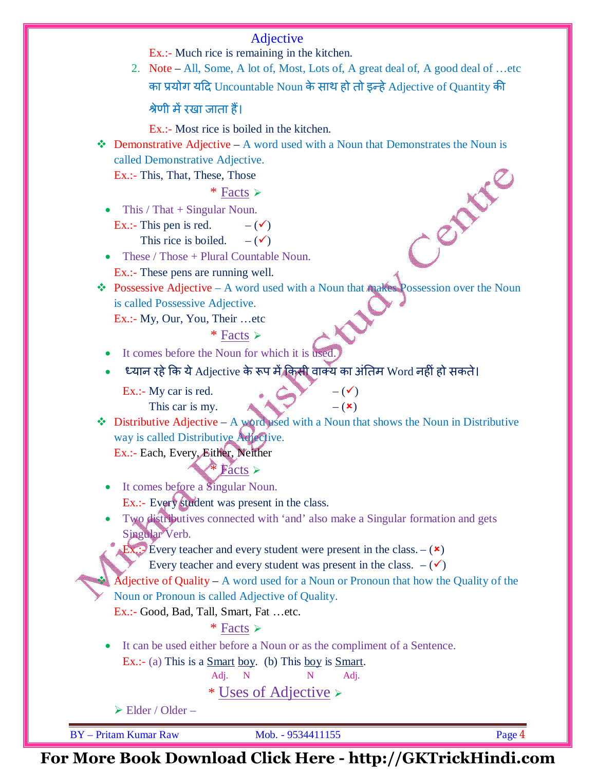Ex.:- Much rice is remaining in the kitchen.

2. Note – All, Some, A lot of, Most, Lots of, A great deal of, A good deal of …etc का प्रयोग यदि Uncountable Noun के साथ हो तो इन्हे Adjective of Quantity की श्रेणी में रखा जाता हैं।

   Ex.:- Most rice is boiled in the kitchen.

- Demonstrative Adjective – A word used with a Noun that Demonstrates the Noun is called Demonstrative Adjective.

  Ex.:- This, That, These, Those

  * Facts ➢

  - This / That + Singular Noun.

    Ex.:- This pen is red. – (✓)

    This rice is boiled. – (✓)

  - These / Those + Plural Countable Noun.

    Ex.:- These pens are running well.

- Possessive Adjective – A word used with a Noun that makes Possession over the Noun is called Possessive Adjective.

  Ex.:- My, Our, You, Their …etc

  * Facts ➢

  - It comes before the Noun for which it is used.
  - ध्यान रहे कि ये Adjective के रूप में किसी वाक्य का अंतिम Word नहीं हो सकते।

    Ex.:- My car is red. – (✓)

    This car is my. – (×)

- Distributive Adjective – A word used with a Noun that shows the Noun in Distributive way is called Distributive Adjective.

  Ex.:- Each, Every, Either, Neither

  * Facts ➢

  - It comes before a Singular Noun.

    Ex.:- Every student was present in the class.

  - Two distributives connected with 'and' also make a Singular formation and gets Singular Verb.

    Ex.:- Every teacher and every student were present in the class. – (×)

    Every teacher and every student was present in the class. – (✓)

- Adjective of Quality – A word used for a Noun or Pronoun that how the Quality of the Noun or Pronoun is called Adjective of Quality.

  Ex.:- Good, Bad, Tall, Smart, Fat …etc.

  * Facts ➢

  - It can be used either before a Noun or as the compliment of a Sentence.

    Ex.:- (a) This is a Smart (Adj.) boy (N). (b) This boy (N) is Smart (Adj.).

## * Uses of Adjective ➢

➢ Elder / Older –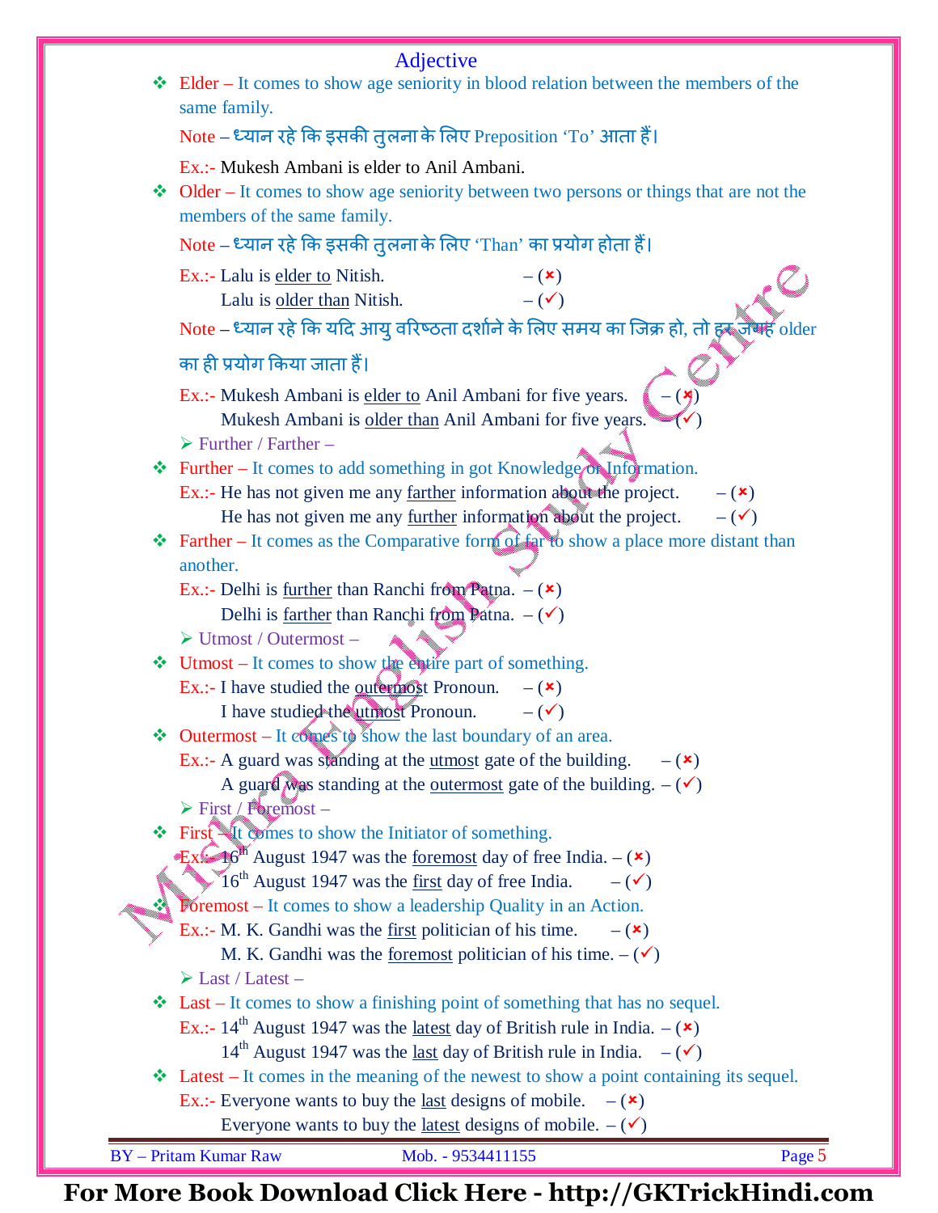## Adjective

❖ Elder – It comes to show age seniority in blood relation between the members of the same family.

Note – ध्यान रहे कि इसकी तुलना के लिए Preposition 'To' आता हैं।

Ex.:- Mukesh Ambani is elder to Anil Ambani.

❖ Older – It comes to show age seniority between two persons or things that are not the members of the same family.

Note – ध्यान रहे कि इसकी तुलना के लिए 'Than' का प्रयोग होता हैं।

Ex.:- Lalu is <u>elder to</u> Nitish. – (✗)
Lalu is <u>older than</u> Nitish. – (✓)

Note – ध्यान रहे कि यदि आयु वरिष्ठता दर्शाने के लिए समय का जिक्र हो, तो हर जगह older का ही प्रयोग किया जाता हैं।

Ex.:- Mukesh Ambani is <u>elder to</u> Anil Ambani for five years. – (✗)
Mukesh Ambani is <u>older than</u> Anil Ambani for five years. – (✓)

➢ Further / Farther –

❖ Further – It comes to add something in got Knowledge or Information.

Ex.:- He has not given me any <u>farther</u> information about the project. – (✗)
He has not given me any <u>further</u> information about the project. – (✓)

❖ Farther – It comes as the Comparative form of far to show a place more distant than another.

Ex.:- Delhi is <u>further</u> than Ranchi from Patna. – (✗)
Delhi is <u>farther</u> than Ranchi from Patna. – (✓)

➢ Utmost / Outermost –

❖ Utmost – It comes to show the entire part of something.

Ex.:- I have studied the <u>outermost</u> Pronoun. – (✗)
I have studied the <u>utmost</u> Pronoun. – (✓)

❖ Outermost – It comes to show the last boundary of an area.

Ex.:- A guard was standing at the <u>utmost</u> gate of the building. – (✗)
A guard was standing at the <u>outermost</u> gate of the building. – (✓)

➢ First / Foremost –

❖ First – It comes to show the Initiator of something.

Ex.:- 16th August 1947 was the <u>foremost</u> day of free India. – (✗)
16th August 1947 was the <u>first</u> day of free India. – (✓)

❖ Foremost – It comes to show a leadership Quality in an Action.

Ex.:- M. K. Gandhi was the <u>first</u> politician of his time. – (✗)
M. K. Gandhi was the <u>foremost</u> politician of his time. – (✓)

➢ Last / Latest –

❖ Last – It comes to show a finishing point of something that has no sequel.

Ex.:- 14th August 1947 was the <u>latest</u> day of British rule in India. – (✗)
14th August 1947 was the <u>last</u> day of British rule in India. – (✓)

❖ Latest – It comes in the meaning of the newest to show a point containing its sequel.

Ex.:- Everyone wants to buy the <u>last</u> designs of mobile. – (✗)
Everyone wants to buy the <u>latest</u> designs of mobile. – (✓)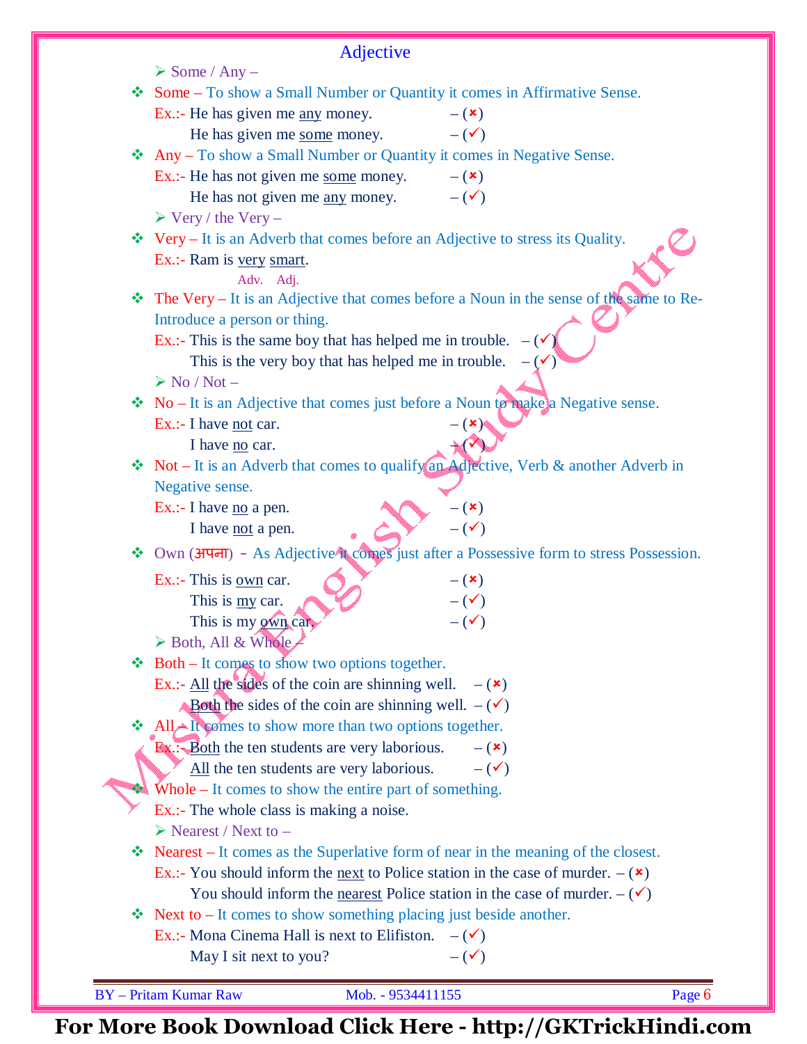# Adjective

- **Some / Any –**

❖ **Some –** To show a Small Number or Quantity it comes in Affirmative Sense.

Ex.:- He has given me <u>any</u> money. – (×)
He has given me <u>some</u> money. – (✓)

❖ **Any –** To show a Small Number or Quantity it comes in Negative Sense.

Ex.:- He has not given me <u>some</u> money. – (×)
He has not given me <u>any</u> money. – (✓)

- **Very / the Very –**

❖ **Very –** It is an Adverb that comes before an Adjective to stress its Quality.

Ex.:- Ram is <u>very</u> <u>smart</u>.
(Adv. Adj.)

❖ **The Very –** It is an Adjective that comes before a Noun in the sense of the same to Re-Introduce a person or thing.

Ex.:- This is the same boy that has helped me in trouble. – (✓)
This is the very boy that has helped me in trouble. – (✓)

- **No / Not –**

❖ **No –** It is an Adjective that comes just before a Noun to make a Negative sense.

Ex.:- I have <u>not</u> car. – (×)
I have <u>no</u> car. – (✓)

❖ **Not –** It is an Adverb that comes to qualify an Adjective, Verb & another Adverb in Negative sense.

Ex.:- I have <u>no</u> a pen. – (×)
I have <u>not</u> a pen. – (✓)

❖ **Own (अपना) –** As Adjective it comes just after a Possessive form to stress Possession.

Ex.:- This is <u>own</u> car. – (×)
This is <u>my</u> car. – (✓)
This is my <u>own</u> car. – (✓)

- **Both, All & Whole –**

❖ **Both –** It comes to show two options together.

Ex.:- <u>All</u> the sides of the coin are shinning well. – (×)
<u>Both</u> the sides of the coin are shinning well. – (✓)

❖ **All –** It comes to show more than two options together.

Ex.:- <u>Both</u> the ten students are very laborious. – (×)
<u>All</u> the ten students are very laborious. – (✓)

❖ **Whole –** It comes to show the entire part of something.

Ex.:- The whole class is making a noise.

- **Nearest / Next to –**

❖ **Nearest –** It comes as the Superlative form of near in the meaning of the closest.

Ex.:- You should inform the <u>next</u> to Police station in the case of murder. – (×)
You should inform the <u>nearest</u> Police station in the case of murder. – (✓)

❖ **Next to –** It comes to show something placing just beside another.

Ex.:- Mona Cinema Hall is next to Elifiston. – (✓)
May I sit next to you? – (✓)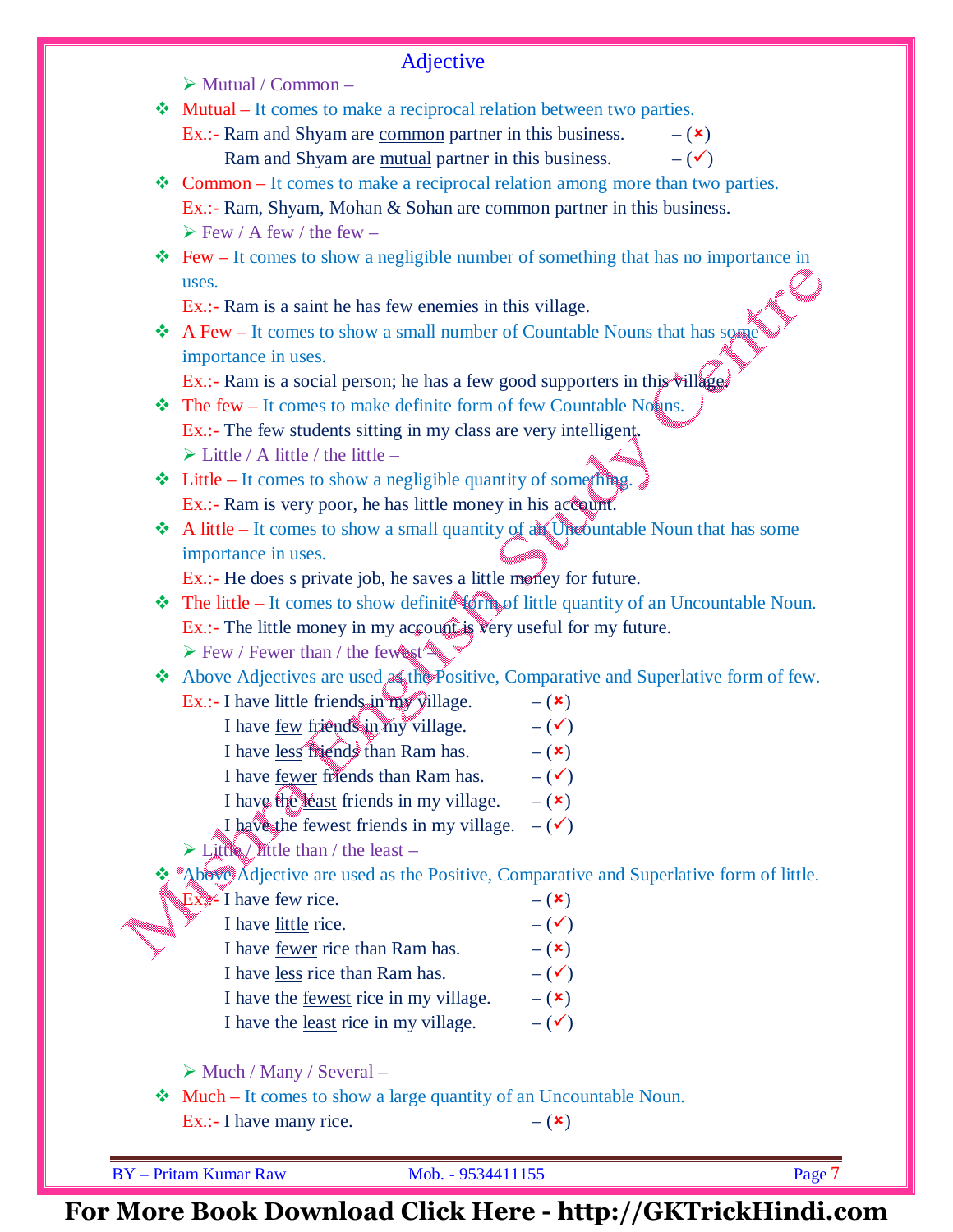# Adjective

➢ Mutual / Common –

❖ Mutual – It comes to make a reciprocal relation between two parties.

Ex.:- Ram and Shyam are common partner in this business. – (✗)
Ram and Shyam are mutual partner in this business. – (✓)

❖ Common – It comes to make a reciprocal relation among more than two parties.

Ex.:- Ram, Shyam, Mohan & Sohan are common partner in this business.

➢ Few / A few / the few –

❖ Few – It comes to show a negligible number of something that has no importance in uses.

Ex.:- Ram is a saint he has few enemies in this village.

❖ A Few – It comes to show a small number of Countable Nouns that has some importance in uses.

Ex.:- Ram is a social person; he has a few good supporters in this village.

❖ The few – It comes to make definite form of few Countable Nouns.

Ex.:- The few students sitting in my class are very intelligent.

➢ Little / A little / the little –

❖ Little – It comes to show a negligible quantity of something.

Ex.:- Ram is very poor, he has little money in his account.

❖ A little – It comes to show a small quantity of an Uncountable Noun that has some importance in uses.

Ex.:- He does s private job, he saves a little money for future.

❖ The little – It comes to show definite form of little quantity of an Uncountable Noun.

Ex.:- The little money in my account is very useful for my future.

➢ Few / Fewer than / the fewest –

❖ Above Adjectives are used as the Positive, Comparative and Superlative form of few.

Ex.:- I have little friends in my village. – (✗)
I have few friends in my village. – (✓)
I have less friends than Ram has. – (✗)
I have fewer friends than Ram has. – (✓)
I have the least friends in my village. – (✗)
I have the fewest friends in my village. – (✓)

➢ Little / little than / the least –

❖ Above Adjective are used as the Positive, Comparative and Superlative form of little.

Ex.:- I have few rice. – (✗)
I have little rice. – (✓)
I have fewer rice than Ram has. – (✗)
I have less rice than Ram has. – (✓)
I have the fewest rice in my village. – (✗)
I have the least rice in my village. – (✓)

➢ Much / Many / Several –

❖ Much – It comes to show a large quantity of an Uncountable Noun.

Ex.:- I have many rice. – (✗)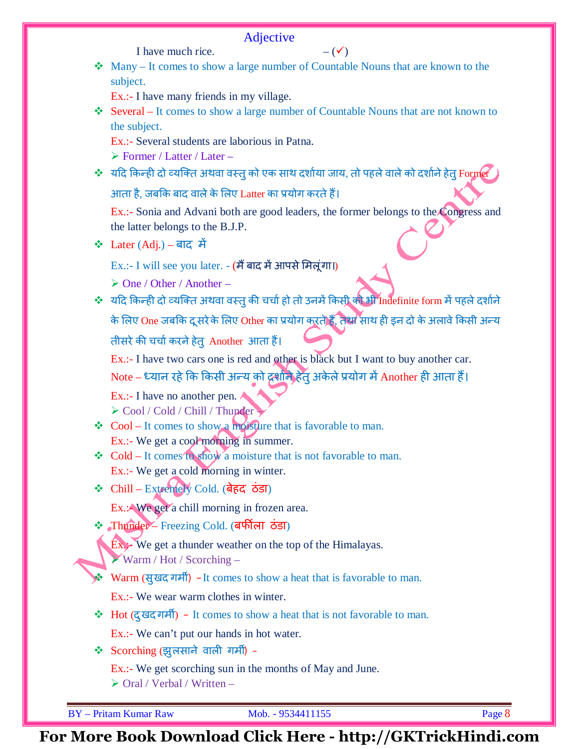I have much rice. – (✓)

- Many – It comes to show a large number of Countable Nouns that are known to the subject.

  Ex.:- I have many friends in my village.

- Several – It comes to show a large number of Countable Nouns that are not known to the subject.

  Ex.:- Several students are laborious in Patna.

  ➢ Former / Latter / Later –

- यदि किन्ही दो व्यक्ति अथवा वस्तु को एक साथ दर्शाया जाय, तो पहले वाले को दर्शाने हेतु Former आता है, जबकि बाद वाले के लिए Latter का प्रयोग करते हैं।

  Ex.:- Sonia and Advani both are good leaders, the former belongs to the Congress and the latter belongs to the B.J.P.

- Later (Adj.) – बाद में

  Ex.:- I will see you later. - (मैं बाद में आपसे मिलूंगा।)

  ➢ One / Other / Another –

- यदि किन्ही दो व्यक्ति अथवा वस्तु की चर्चा हो तो उनमें किसी को भी Indefinite form में पहले दर्शाने के लिए One जबकि दूसरे के लिए Other का प्रयोग करते हैं, तथा साथ ही इन दो के अलावे किसी अन्य तीसरे की चर्चा करने हेतु Another आता हैं।

  Ex.:- I have two cars one is red and other is black but I want to buy another car.

  Note – ध्यान रहे कि किसी अन्य को दर्शाने हेतु अकेले प्रयोग में Another ही आता हैं।

  Ex.:- I have no another pen.

  ➢ Cool / Cold / Chill / Thunder –

- Cool – It comes to show a moisture that is favorable to man.

  Ex.:- We get a cool morning in summer.

- Cold – It comes to show a moisture that is not favorable to man.

  Ex.:- We get a cold morning in winter.

- Chill – Extremely Cold. (बेहद ठंडा)

  Ex.:- We get a chill morning in frozen area.

- Thunder – Freezing Cold. (बर्फीला ठंडा)

  Ex.:- We get a thunder weather on the top of the Himalayas.

  ➢ Warm / Hot / Scorching –

- Warm (सुखद गर्मी) – It comes to show a heat that is favorable to man.

  Ex.:- We wear warm clothes in winter.

- Hot (दुखद गर्मी) – It comes to show a heat that is not favorable to man.

  Ex.:- We can't put our hands in hot water.

- Scorching (झुलसाने वाली गर्मी) -

  Ex.:- We get scorching sun in the months of May and June.

  ➢ Oral / Verbal / Written –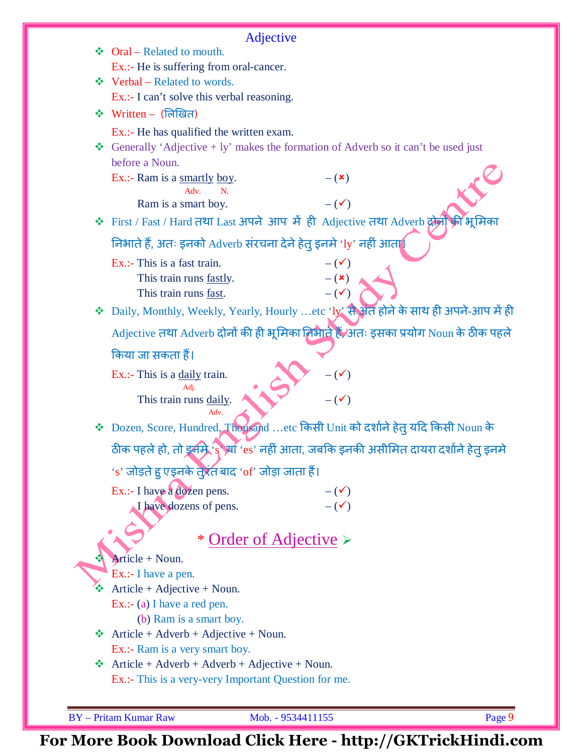# Adjective

- Oral – Related to mouth.
  Ex.:- He is suffering from oral-cancer.
- Verbal – Related to words.
  Ex.:- I can't solve this verbal reasoning.
- Written – (लिखित)
  Ex.:- He has qualified the written exam.
- Generally 'Adjective + ly' makes the formation of Adverb so it can't be used just before a Noun.
  Ex.:- Ram is a smartly (Adv.) boy (N.). – (×)
  Ram is a smart boy. – (✓)
- First / Fast / Hard तथा Last अपने आप में ही Adjective तथा Adverb दोनों की भूमिका निभाते हैं, अतः इनको Adverb संरचना देने हेतु इनमे 'ly' नहीं आता।
  Ex.:- This is a fast train. – (✓)
  This train runs fastly. – (×)
  This train runs fast. – (✓)
- Daily, Monthly, Weekly, Yearly, Hourly …etc 'ly' से अंत होने के साथ ही अपने-आप में ही Adjective तथा Adverb दोनों की ही भूमिका निभाते हैं, अतः इसका प्रयोग Noun के ठीक पहले किया जा सकता हैं।
  Ex.:- This is a daily (Adj.) train. – (✓)
  This train runs daily (Adv.). – (✓)
- Dozen, Score, Hundred, Thousand …etc किसी Unit को दर्शाने हेतु यदि किसी Noun के ठीक पहले हो, तो इनमे 's' या 'es' नहीं आता, जबकि इनकी असीमित दायरा दर्शाने हेतु इनमे 's' जोड़ते हुए इनके तुरंत बाद 'of' जोड़ा जाता हैं।
  Ex.:- I have a dozen pens. – (✓)
  I have dozens of pens. – (✓)

## * Order of Adjective

- Article + Noun.
  Ex.:- I have a pen.
- Article + Adjective + Noun.
  Ex.:- (a) I have a red pen.
  (b) Ram is a smart boy.
- Article + Adverb + Adjective + Noun.
  Ex.:- Ram is a very smart boy.
- Article + Adverb + Adverb + Adjective + Noun.
  Ex.:- This is a very-very Important Question for me.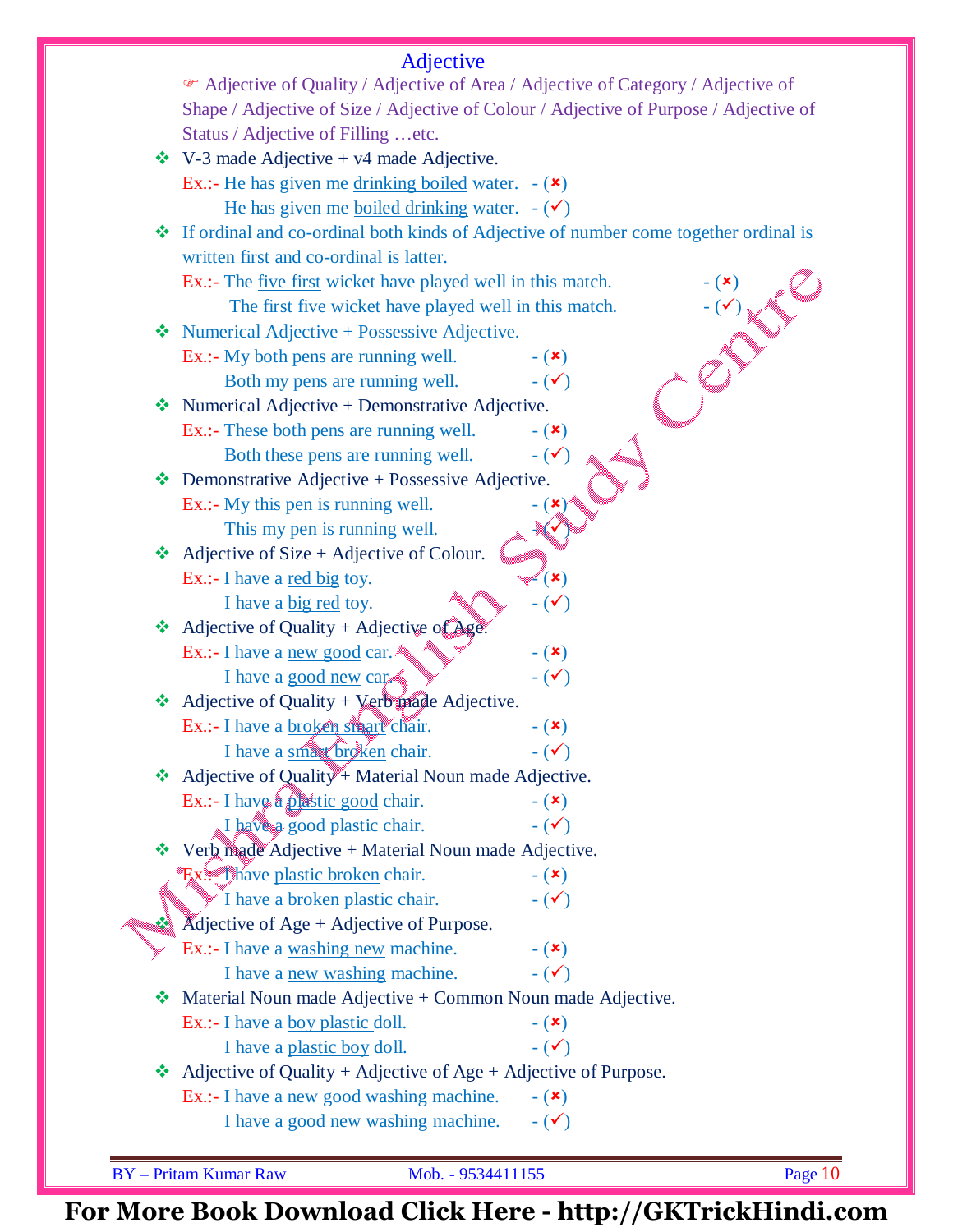# Adjective

☞ Adjective of Quality / Adjective of Area / Adjective of Category / Adjective of Shape / Adjective of Size / Adjective of Colour / Adjective of Purpose / Adjective of Status / Adjective of Filling …etc.

- V-3 made Adjective + v4 made Adjective.
  Ex.:- He has given me drinking boiled water. - (×)
  He has given me boiled drinking water. - (✓)
- If ordinal and co-ordinal both kinds of Adjective of number come together ordinal is written first and co-ordinal is latter.
  Ex.:- The five first wicket have played well in this match. - (×)
  The first five wicket have played well in this match. - (✓)
- Numerical Adjective + Possessive Adjective.
  Ex.:- My both pens are running well. - (×)
  Both my pens are running well. - (✓)
- Numerical Adjective + Demonstrative Adjective.
  Ex.:- These both pens are running well. - (×)
  Both these pens are running well. - (✓)
- Demonstrative Adjective + Possessive Adjective.
  Ex.:- My this pen is running well. - (×)
  This my pen is running well. - (✓)
- Adjective of Size + Adjective of Colour.
  Ex.:- I have a red big toy. - (×)
  I have a big red toy. - (✓)
- Adjective of Quality + Adjective of Age.
  Ex.:- I have a new good car. - (×)
  I have a good new car. - (✓)
- Adjective of Quality + Verb made Adjective.
  Ex.:- I have a broken smart chair. - (×)
  I have a smart broken chair. - (✓)
- Adjective of Quality + Material Noun made Adjective.
  Ex.:- I have a plastic good chair. - (×)
  I have a good plastic chair. - (✓)
- Verb made Adjective + Material Noun made Adjective.
  Ex.:- I have plastic broken chair. - (×)
  I have a broken plastic chair. - (✓)
- Adjective of Age + Adjective of Purpose.
  Ex.:- I have a washing new machine. - (×)
  I have a new washing machine. - (✓)
- Material Noun made Adjective + Common Noun made Adjective.
  Ex.:- I have a boy plastic doll. - (×)
  I have a plastic boy doll. - (✓)
- Adjective of Quality + Adjective of Age + Adjective of Purpose.
  Ex.:- I have a new good washing machine. - (×)
  I have a good new washing machine. - (✓)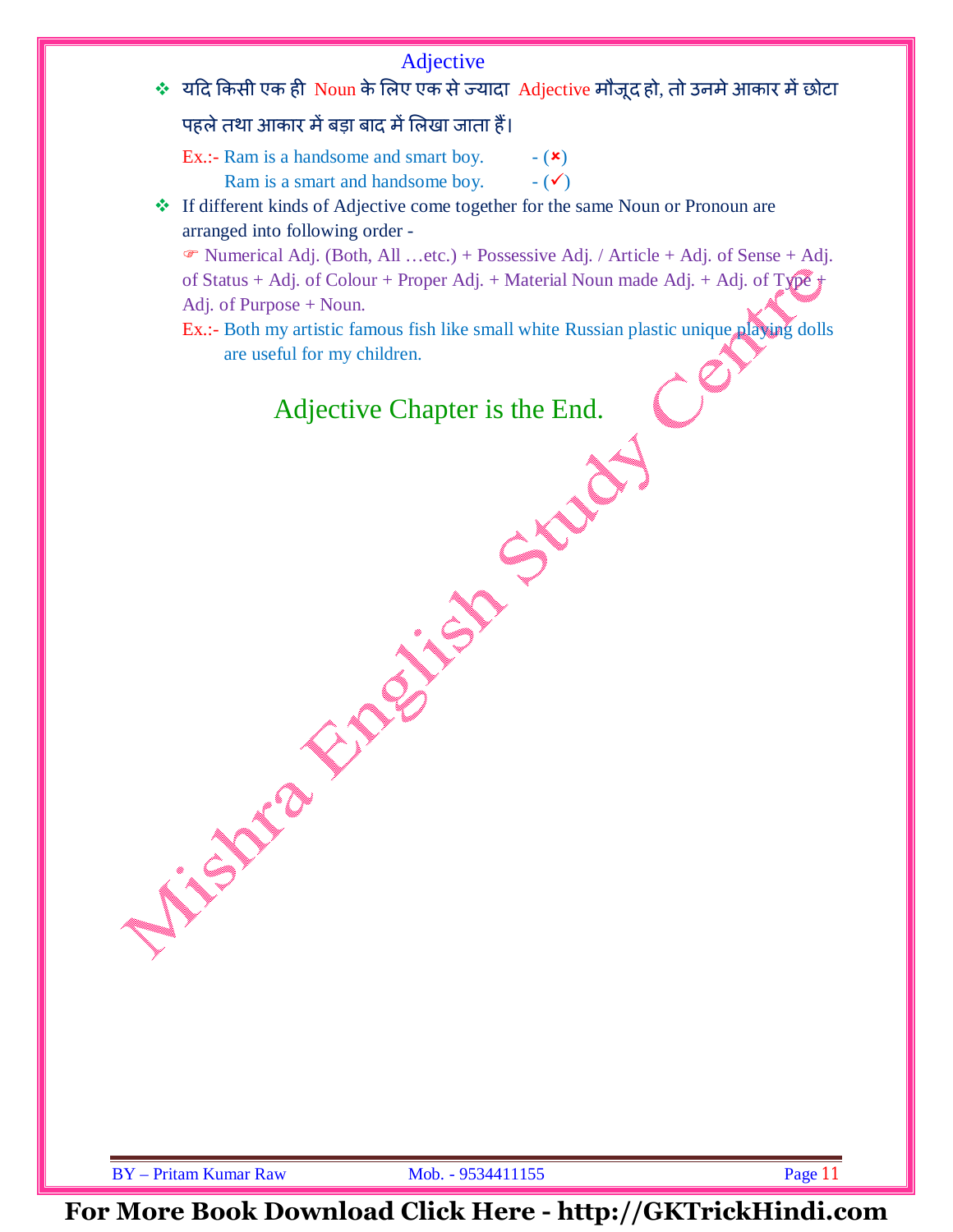## Adjective

- यदि किसी एक ही Noun के लिए एक से ज्यादा Adjective मौजूद हो, तो उनमे आकार में छोटा पहले तथा आकार में बड़ा बाद में लिखा जाता हैं।

  Ex.:- Ram is a handsome and smart boy. - (×)
  
  Ram is a smart and handsome boy. - (✓)

- If different kinds of Adjective come together for the same Noun or Pronoun are arranged into following order -

  ☞ Numerical Adj. (Both, All …etc.) + Possessive Adj. / Article + Adj. of Sense + Adj. of Status + Adj. of Colour + Proper Adj. + Material Noun made Adj. + Adj. of Type + Adj. of Purpose + Noun.

  Ex.:- Both my artistic famous fish like small white Russian plastic unique playing dolls are useful for my children.

Adjective Chapter is the End.

Mishra English Study Centre

BY – Pritam Kumar Raw     Mob. - 9534411155

For More Book Download Click Here - http://GKTrickHindi.com